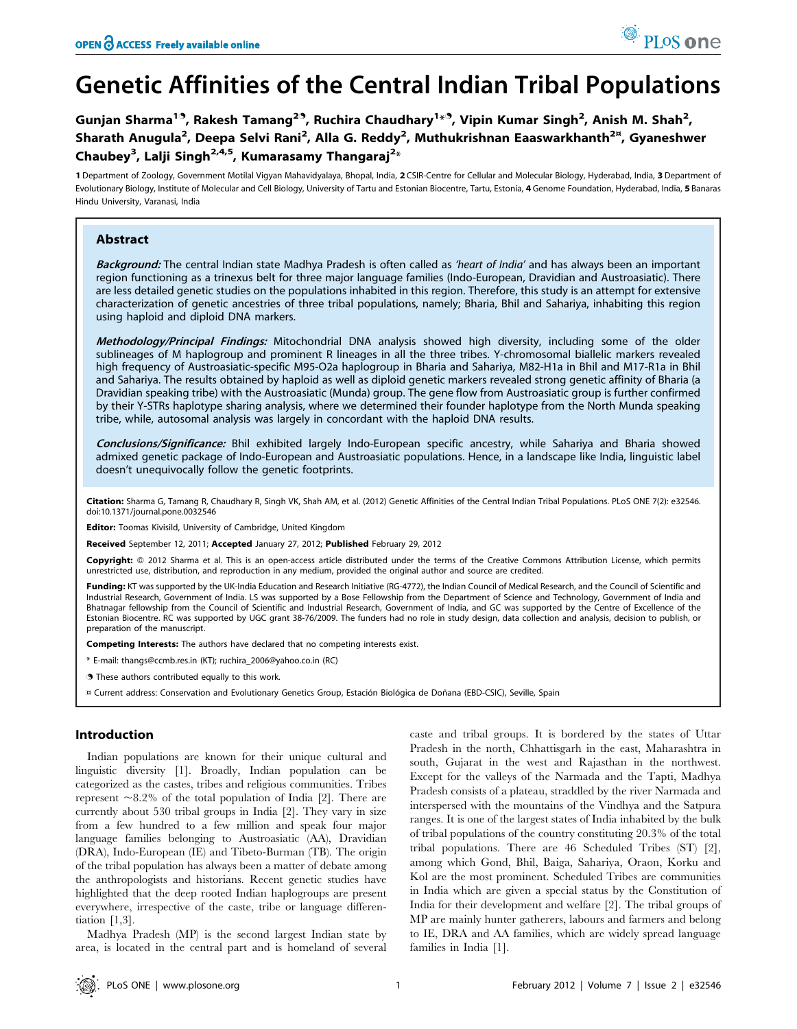# Genetic Affinities of the Central Indian Tribal Populations

Gunjan Sharma[1,¶], Rakesh Tamang[2,¶], Ruchira Chaudhary[1*,¶], Vipin Kumar Singh[2], Anish M. Shah[2], Sharath Anugula[2], Deepa Selvi Rani[2], Alla G. Reddy[2], Muthukrishnan Eaaswarkhanth[2¤], Gyaneshwer Chaubey[3], Lalji Singh[2,4,5], Kumarasamy Thangaraj[2*]

1 Department of Zoology, Government Motilal Vigyan Mahavidyalaya, Bhopal, India, 2 CSIR-Centre for Cellular and Molecular Biology, Hyderabad, India, 3 Department of Evolutionary Biology, Institute of Molecular and Cell Biology, University of Tartu and Estonian Biocentre, Tartu, Estonia, 4 Genome Foundation, Hyderabad, India, 5 Banaras Hindu University, Varanasi, India

## Abstract

***Background:*** The central Indian state Madhya Pradesh is often called as *'heart of India'* and has always been an important region functioning as a trinexus belt for three major language families (Indo-European, Dravidian and Austroasiatic). There are less detailed genetic studies on the populations inhabited in this region. Therefore, this study is an attempt for extensive characterization of genetic ancestries of three tribal populations, namely; Bharia, Bhil and Sahariya, inhabiting this region using haploid and diploid DNA markers.

***Methodology/Principal Findings:*** Mitochondrial DNA analysis showed high diversity, including some of the older sublineages of M haplogroup and prominent R lineages in all the three tribes. Y-chromosomal biallelic markers revealed high frequency of Austroasiatic-specific M95-O2a haplogroup in Bharia and Sahariya, M82-H1a in Bhil and M17-R1a in Bhil and Sahariya. The results obtained by haploid as well as diploid genetic markers revealed strong genetic affinity of Bharia (a Dravidian speaking tribe) with the Austroasiatic (Munda) group. The gene flow from Austroasiatic group is further confirmed by their Y-STRs haplotype sharing analysis, where we determined their founder haplotype from the North Munda speaking tribe, while, autosomal analysis was largely in concordant with the haploid DNA results.

***Conclusions/Significance:*** Bhil exhibited largely Indo-European specific ancestry, while Sahariya and Bharia showed admixed genetic package of Indo-European and Austroasiatic populations. Hence, in a landscape like India, linguistic label doesn't unequivocally follow the genetic footprints.

**Citation:** Sharma G, Tamang R, Chaudhary R, Singh VK, Shah AM, et al. (2012) Genetic Affinities of the Central Indian Tribal Populations. PLoS ONE 7(2): e32546. doi:10.1371/journal.pone.0032546

**Editor:** Toomas Kivisild, University of Cambridge, United Kingdom

**Received** September 12, 2011; **Accepted** January 27, 2012; **Published** February 29, 2012

**Copyright:** © 2012 Sharma et al. This is an open-access article distributed under the terms of the Creative Commons Attribution License, which permits unrestricted use, distribution, and reproduction in any medium, provided the original author and source are credited.

**Funding:** KT was supported by the UK-India Education and Research Initiative (RG-4772), the Indian Council of Medical Research, and the Council of Scientific and Industrial Research, Government of India. LS was supported by a Bose Fellowship from the Department of Science and Technology, Government of India and Bhatnagar fellowship from the Council of Scientific and Industrial Research, Government of India, and GC was supported by the Centre of Excellence of the Estonian Biocentre. RC was supported by UGC grant 38-76/2009. The funders had no role in study design, data collection and analysis, decision to publish, or preparation of the manuscript.

**Competing Interests:** The authors have declared that no competing interests exist.

\* E-mail: thangs@ccmb.res.in (KT); ruchira_2006@yahoo.co.in (RC)

¶ These authors contributed equally to this work.

¤ Current address: Conservation and Evolutionary Genetics Group, Estación Biológica de Doñana (EBD-CSIC), Seville, Spain

## Introduction

Indian populations are known for their unique cultural and linguistic diversity [1]. Broadly, Indian population can be categorized as the castes, tribes and religious communities. Tribes represent ~8.2% of the total population of India [2]. There are currently about 530 tribal groups in India [2]. They vary in size from a few hundred to a few million and speak four major language families belonging to Austroasiatic (AA), Dravidian (DRA), Indo-European (IE) and Tibeto-Burman (TB). The origin of the tribal population has always been a matter of debate among the anthropologists and historians. Recent genetic studies have highlighted that the deep rooted Indian haplogroups are present everywhere, irrespective of the caste, tribe or language differentiation [1,3].

Madhya Pradesh (MP) is the second largest Indian state by area, is located in the central part and is homeland of several caste and tribal groups. It is bordered by the states of Uttar Pradesh in the north, Chhattisgarh in the east, Maharashtra in south, Gujarat in the west and Rajasthan in the northwest. Except for the valleys of the Narmada and the Tapti, Madhya Pradesh consists of a plateau, straddled by the river Narmada and interspersed with the mountains of the Vindhya and the Satpura ranges. It is one of the largest states of India inhabited by the bulk of tribal populations of the country constituting 20.3% of the total tribal populations. There are 46 Scheduled Tribes (ST) [2], among which Gond, Bhil, Baiga, Sahariya, Oraon, Korku and Kol are the most prominent. Scheduled Tribes are communities in India which are given a special status by the Constitution of India for their development and welfare [2]. The tribal groups of MP are mainly hunter gatherers, labours and farmers and belong to IE, DRA and AA families, which are widely spread language families in India [1].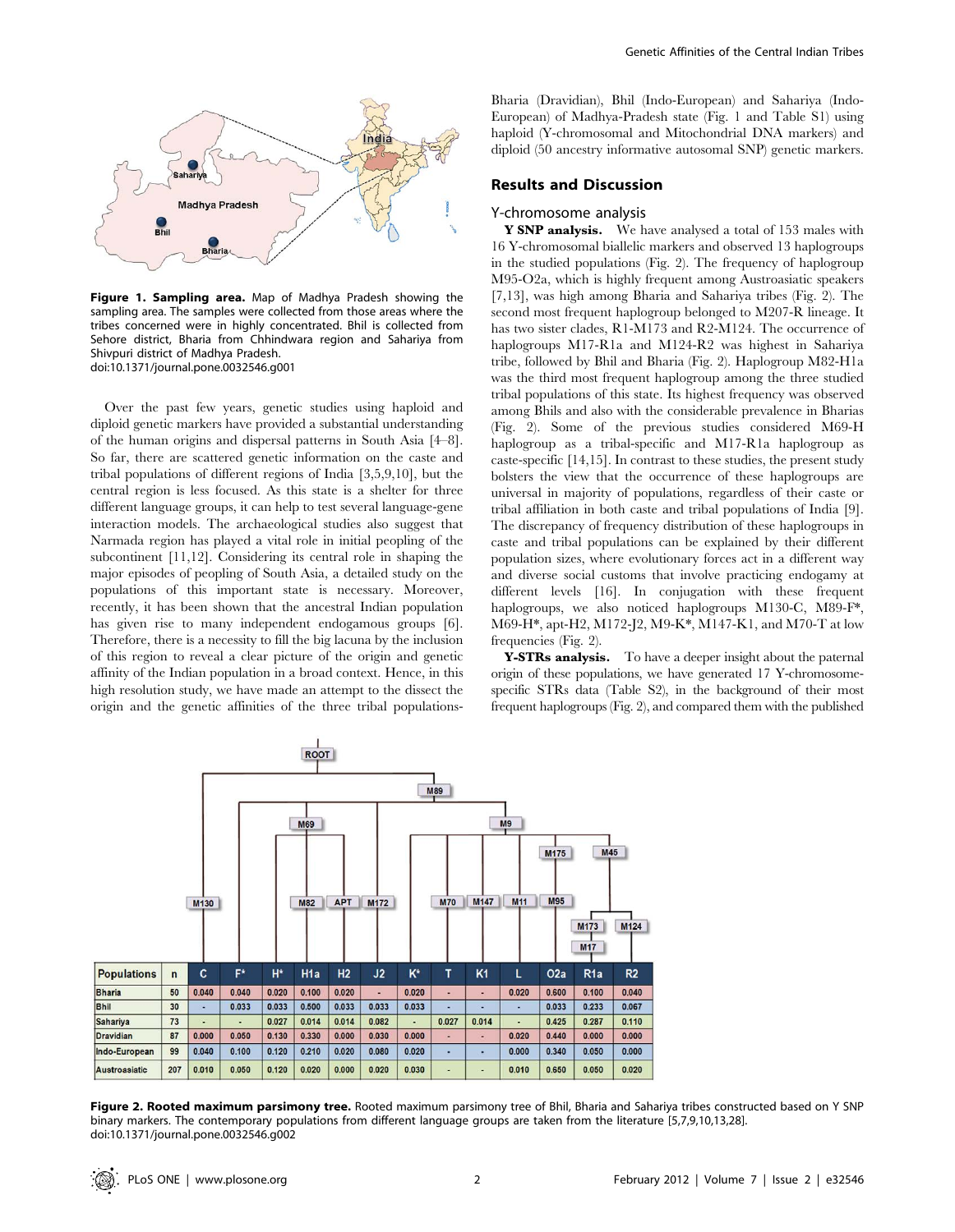Figure 1. Sampling area. Map of Madhya Pradesh showing the sampling area. The samples were collected from those areas where the tribes concerned were in highly concentrated. Bhil is collected from Sehore district, Bharia from Chhindwara region and Sahariya from Shivpuri district of Madhya Pradesh.
doi:10.1371/journal.pone.0032546.g001

Over the past few years, genetic studies using haploid and diploid genetic markers have provided a substantial understanding of the human origins and dispersal patterns in South Asia [4–8]. So far, there are scattered genetic information on the caste and tribal populations of different regions of India [3,5,9,10], but the central region is less focused. As this state is a shelter for three different language groups, it can help to test several language-gene interaction models. The archaeological studies also suggest that Narmada region has played a vital role in initial peopling of the subcontinent [11,12]. Considering its central role in shaping the major episodes of peopling of South Asia, a detailed study on the populations of this important state is necessary. Moreover, recently, it has been shown that the ancestral Indian population has given rise to many independent endogamous groups [6]. Therefore, there is a necessity to fill the big lacuna by the inclusion of this region to reveal a clear picture of the origin and genetic affinity of the Indian population in a broad context. Hence, in this high resolution study, we have made an attempt to the dissect the origin and the genetic affinities of the three tribal populations-Bharia (Dravidian), Bhil (Indo-European) and Sahariya (Indo-European) of Madhya-Pradesh state (Fig. 1 and Table S1) using haploid (Y-chromosomal and Mitochondrial DNA markers) and diploid (50 ancestry informative autosomal SNP) genetic markers.

## Results and Discussion

### Y-chromosome analysis

**Y SNP analysis.** We have analysed a total of 153 males with 16 Y-chromosomal biallelic markers and observed 13 haplogroups in the studied populations (Fig. 2). The frequency of haplogroup M95-O2a, which is highly frequent among Austroasiatic speakers [7,13], was high among Bharia and Sahariya tribes (Fig. 2). The second most frequent haplogroup belonged to M207-R lineage. It has two sister clades, R1-M173 and R2-M124. The occurrence of haplogroups M17-R1a and M124-R2 was highest in Sahariya tribe, followed by Bhil and Bharia (Fig. 2). Haplogroup M82-H1a was the third most frequent haplogroup among the three studied tribal populations of this state. Its highest frequency was observed among Bhils and also with the considerable prevalence in Bharias (Fig. 2). Some of the previous studies considered M69-H haplogroup as a tribal-specific and M17-R1a haplogroup as caste-specific [14,15]. In contrast to these studies, the present study bolsters the view that the occurrence of these haplogroups are universal in majority of populations, regardless of their caste or tribal affiliation in both caste and tribal populations of India [9]. The discrepancy of frequency distribution of these haplogroups in caste and tribal populations can be explained by their different population sizes, where evolutionary forces act in a different way and diverse social customs that involve practicing endogamy at different levels [16]. In conjugation with these frequent haplogroups, we also noticed haplogroups M130-C, M89-F*, M69-H*, apt-H2, M172-J2, M9-K*, M147-K1, and M70-T at low frequencies (Fig. 2).

**Y-STRs analysis.** To have a deeper insight about the paternal origin of these populations, we have generated 17 Y-chromosome-specific STRs data (Table S2), in the background of their most frequent haplogroups (Fig. 2), and compared them with the published

| Populations | n | C | F* | H* | H1a | H2 | J2 | K* | T | K1 | L | O2a | R1a | R2 |
|---|---|---|---|---|---|---|---|---|---|---|---|---|---|---|
| Bharia | 50 | 0.040 | 0.040 | 0.020 | 0.100 | 0.020 | - | 0.020 | - | - | 0.020 | 0.600 | 0.100 | 0.040 |
| Bhil | 30 | - | 0.033 | 0.033 | 0.500 | 0.033 | 0.033 | 0.033 | - | - | - | 0.033 | 0.233 | 0.067 |
| Sahariya | 73 | - | - | 0.027 | 0.014 | 0.014 | 0.082 | - | 0.027 | 0.014 | - | 0.425 | 0.287 | 0.110 |
| Dravidian | 87 | 0.000 | 0.050 | 0.130 | 0.330 | 0.000 | 0.030 | 0.000 | - | - | 0.020 | 0.440 | 0.000 | 0.000 |
| Indo-European | 99 | 0.040 | 0.100 | 0.120 | 0.210 | 0.020 | 0.080 | 0.020 | - | - | 0.000 | 0.340 | 0.050 | 0.000 |
| Austroasiatic | 207 | 0.010 | 0.050 | 0.120 | 0.020 | 0.000 | 0.020 | 0.030 | - | - | 0.010 | 0.650 | 0.050 | 0.020 |

Figure 2. Rooted maximum parsimony tree. Rooted maximum parsimony tree of Bhil, Bharia and Sahariya tribes constructed based on Y SNP binary markers. The contemporary populations from different language groups are taken from the literature [5,7,9,10,13,28].
doi:10.1371/journal.pone.0032546.g002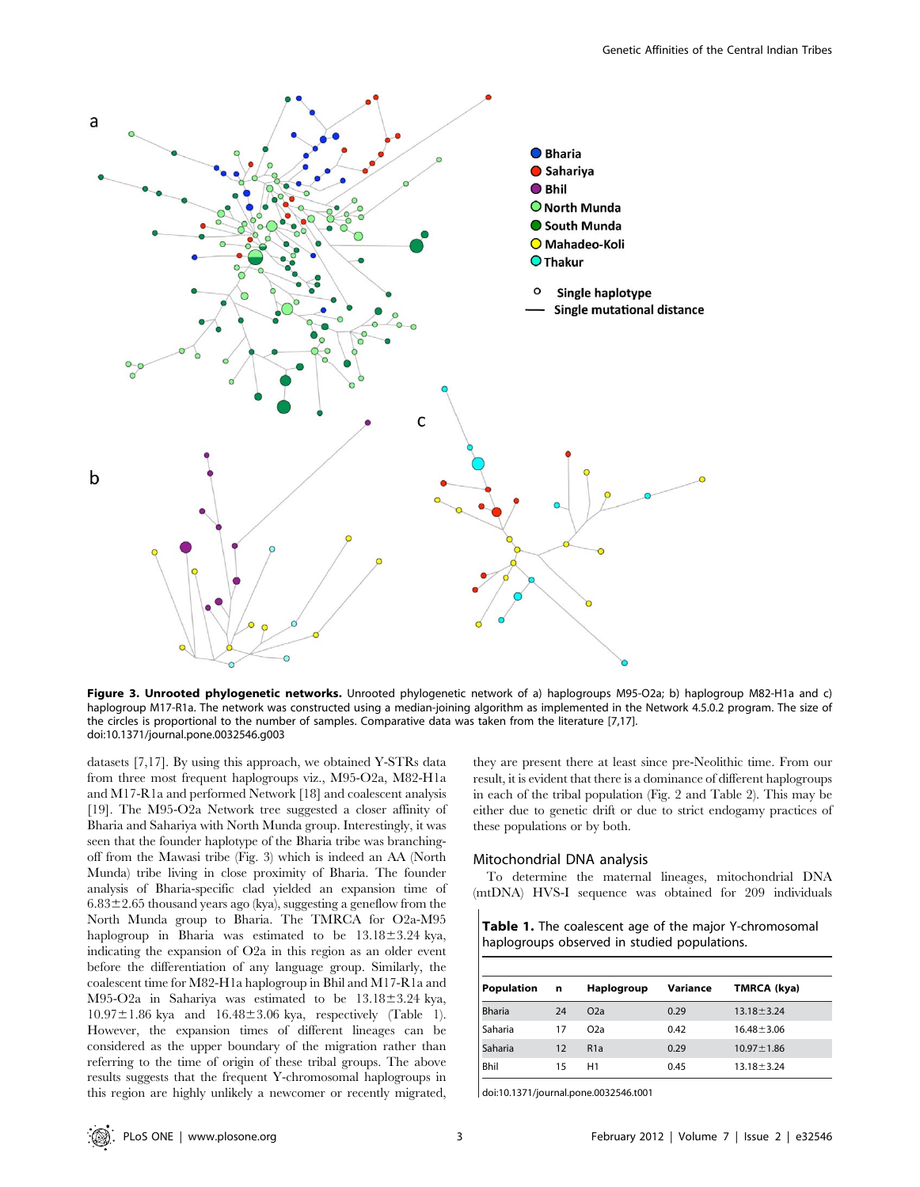**Figure 3. Unrooted phylogenetic networks.** Unrooted phylogenetic network of a) haplogroups M95-O2a; b) haplogroup M82-H1a and c) haplogroup M17-R1a. The network was constructed using a median-joining algorithm as implemented in the Network 4.5.0.2 program. The size of the circles is proportional to the number of samples. Comparative data was taken from the literature [7,17].
doi:10.1371/journal.pone.0032546.g003

datasets [7,17]. By using this approach, we obtained Y-STRs data from three most frequent haplogroups viz., M95-O2a, M82-H1a and M17-R1a and performed Network [18] and coalescent analysis [19]. The M95-O2a Network tree suggested a closer affinity of Bharia and Sahariya with North Munda group. Interestingly, it was seen that the founder haplotype of the Bharia tribe was branching-off from the Mawasi tribe (Fig. 3) which is indeed an AA (North Munda) tribe living in close proximity of Bharia. The founder analysis of Bharia-specific clad yielded an expansion time of 6.83±2.65 thousand years ago (kya), suggesting a geneflow from the North Munda group to Bharia. The TMRCA for O2a-M95 haplogroup in Bharia was estimated to be 13.18±3.24 kya, indicating the expansion of O2a in this region as an older event before the differentiation of any language group. Similarly, the coalescent time for M82-H1a haplogroup in Bhil and M17-R1a and M95-O2a in Sahariya was estimated to be 13.18±3.24 kya, 10.97±1.86 kya and 16.48±3.06 kya, respectively (Table 1). However, the expansion times of different lineages can be considered as the upper boundary of the migration rather than referring to the time of origin of these tribal groups. The above results suggests that the frequent Y-chromosomal haplogroups in this region are highly unlikely a newcomer or recently migrated, they are present there at least since pre-Neolithic time. From our result, it is evident that there is a dominance of different haplogroups in each of the tribal population (Fig. 2 and Table 2). This may be either due to genetic drift or due to strict endogamy practices of these populations or by both.

## Mitochondrial DNA analysis

To determine the maternal lineages, mitochondrial DNA (mtDNA) HVS-I sequence was obtained for 209 individuals

**Table 1.** The coalescent age of the major Y-chromosomal haplogroups observed in studied populations.

| Population | n | Haplogroup | Variance | TMRCA (kya) |
|---|---|---|---|---|
| Bharia | 24 | O2a | 0.29 | 13.18±3.24 |
| Saharia | 17 | O2a | 0.42 | 16.48±3.06 |
| Saharia | 12 | R1a | 0.29 | 10.97±1.86 |
| Bhil | 15 | H1 | 0.45 | 13.18±3.24 |

doi:10.1371/journal.pone.0032546.t001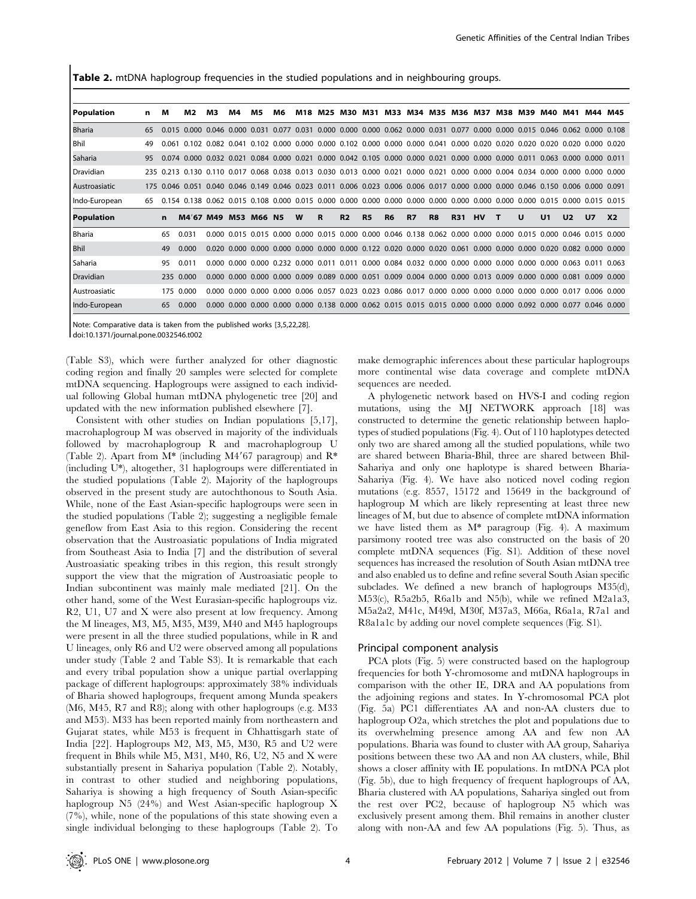**Table 2.** mtDNA haplogroup frequencies in the studied populations and in neighbouring groups.

| Population | n | M | M2 | M3 | M4 | M5 | M6 | M18 | M25 | M30 | M31 | M33 | M34 | M35 | M36 | M37 | M38 | M39 | M40 | M41 | M44 | M45 |
|---|---|---|---|---|---|---|---|---|---|---|---|---|---|---|---|---|---|---|---|---|---|---|
| Bharia | 65 | 0.015 | 0.000 | 0.046 | 0.000 | 0.031 | 0.077 | 0.031 | 0.000 | 0.000 | 0.000 | 0.062 | 0.000 | 0.031 | 0.077 | 0.000 | 0.000 | 0.015 | 0.046 | 0.062 | 0.000 | 0.108 |
| Bhil | 49 | 0.061 | 0.102 | 0.082 | 0.041 | 0.102 | 0.000 | 0.000 | 0.000 | 0.102 | 0.000 | 0.000 | 0.000 | 0.041 | 0.000 | 0.020 | 0.020 | 0.020 | 0.020 | 0.020 | 0.000 | 0.020 |
| Saharia | 95 | 0.074 | 0.000 | 0.032 | 0.021 | 0.084 | 0.000 | 0.021 | 0.000 | 0.042 | 0.105 | 0.000 | 0.000 | 0.021 | 0.000 | 0.000 | 0.000 | 0.011 | 0.063 | 0.000 | 0.000 | 0.011 |
| Dravidian | 235 | 0.213 | 0.130 | 0.110 | 0.017 | 0.068 | 0.038 | 0.013 | 0.030 | 0.013 | 0.000 | 0.021 | 0.000 | 0.021 | 0.000 | 0.000 | 0.004 | 0.034 | 0.000 | 0.000 | 0.000 | 0.000 |
| Austroasiatic | 175 | 0.046 | 0.051 | 0.040 | 0.046 | 0.149 | 0.046 | 0.023 | 0.011 | 0.006 | 0.023 | 0.006 | 0.006 | 0.017 | 0.000 | 0.000 | 0.000 | 0.046 | 0.150 | 0.006 | 0.000 | 0.091 |
| Indo-European | 65 | 0.154 | 0.138 | 0.062 | 0.015 | 0.108 | 0.000 | 0.015 | 0.000 | 0.000 | 0.000 | 0.000 | 0.000 | 0.000 | 0.000 | 0.000 | 0.000 | 0.000 | 0.015 | 0.000 | 0.015 | 0.015 |
| **Population** | **n** | **M4′67** | **M49** | **M53** | **M66** | **N5** | **W** | **R** | **R2** | **R5** | **R6** | **R7** | **R8** | **R31** | **HV** | **T** | **U** | **U1** | **U2** | **U7** | **X2** | |
| Bharia | 65 | 0.031 | 0.000 | 0.015 | 0.015 | 0.000 | 0.000 | 0.015 | 0.000 | 0.000 | 0.046 | 0.138 | 0.062 | 0.000 | 0.000 | 0.000 | 0.015 | 0.000 | 0.046 | 0.015 | 0.000 | |
| Bhil | 49 | 0.000 | 0.020 | 0.000 | 0.000 | 0.000 | 0.000 | 0.000 | 0.000 | 0.122 | 0.020 | 0.000 | 0.020 | 0.061 | 0.000 | 0.000 | 0.000 | 0.020 | 0.082 | 0.000 | 0.000 | |
| Saharia | 95 | 0.011 | 0.000 | 0.000 | 0.000 | 0.232 | 0.000 | 0.011 | 0.011 | 0.000 | 0.084 | 0.032 | 0.000 | 0.000 | 0.000 | 0.000 | 0.000 | 0.000 | 0.063 | 0.011 | 0.063 | |
| Dravidian | 235 | 0.000 | 0.000 | 0.000 | 0.000 | 0.000 | 0.009 | 0.089 | 0.000 | 0.051 | 0.009 | 0.004 | 0.000 | 0.000 | 0.013 | 0.009 | 0.000 | 0.000 | 0.081 | 0.009 | 0.000 | |
| Austroasiatic | 175 | 0.000 | 0.000 | 0.000 | 0.000 | 0.000 | 0.006 | 0.057 | 0.023 | 0.023 | 0.086 | 0.017 | 0.000 | 0.000 | 0.000 | 0.000 | 0.000 | 0.000 | 0.017 | 0.006 | 0.000 | |
| Indo-European | 65 | 0.000 | 0.000 | 0.000 | 0.000 | 0.000 | 0.000 | 0.138 | 0.000 | 0.062 | 0.015 | 0.015 | 0.015 | 0.000 | 0.000 | 0.000 | 0.092 | 0.000 | 0.077 | 0.046 | 0.000 | |

Note: Comparative data is taken from the published works [3,5,22,28].
doi:10.1371/journal.pone.0032546.t002

(Table S3), which were further analyzed for other diagnostic coding region and finally 20 samples were selected for complete mtDNA sequencing. Haplogroups were assigned to each individual following Global human mtDNA phylogenetic tree [20] and updated with the new information published elsewhere [7].

Consistent with other studies on Indian populations [5,17], macrohaplogroup M was observed in majority of the individuals followed by macrohaplogroup R and macrohaplogroup U (Table 2). Apart from M* (including M4′67 paragroup) and R* (including U*), altogether, 31 haplogroups were differentiated in the studied populations (Table 2). Majority of the haplogroups observed in the present study are autochthonous to South Asia. While, none of the East Asian-specific haplogroups were seen in the studied populations (Table 2); suggesting a negligible female geneflow from East Asia to this region. Considering the recent observation that the Austroasiatic populations of India migrated from Southeast Asia to India [7] and the distribution of several Austroasiatic speaking tribes in this region, this result strongly support the view that the migration of Austroasiatic people to Indian subcontinent was mainly male mediated [21]. On the other hand, some of the West Eurasian-specific haplogroups viz. R2, U1, U7 and X were also present at low frequency. Among the M lineages, M3, M5, M35, M39, M40 and M45 haplogroups were present in all the three studied populations, while in R and U lineages, only R6 and U2 were observed among all populations under study (Table 2 and Table S3). It is remarkable that each and every tribal population show a unique partial overlapping package of different haplogroups: approximately 38% individuals of Bharia showed haplogroups, frequent among Munda speakers (M6, M45, R7 and R8); along with other haplogroups (e.g. M33 and M53). M33 has been reported mainly from northeastern and Gujarat states, while M53 is frequent in Chhattisgarh state of India [22]. Haplogroups M2, M3, M5, M30, R5 and U2 were frequent in Bhils while M5, M31, M40, R6, U2, N5 and X were substantially present in Sahariya population (Table 2). Notably, in contrast to other studied and neighboring populations, Sahariya is showing a high frequency of South Asian-specific haplogroup N5 (24%) and West Asian-specific haplogroup X (7%), while, none of the populations of this state showing even a single individual belonging to these haplogroups (Table 2). To make demographic inferences about these particular haplogroups more continental wise data coverage and complete mtDNA sequences are needed.

A phylogenetic network based on HVS-I and coding region mutations, using the MJ NETWORK approach [18] was constructed to determine the genetic relationship between haplotypes of studied populations (Fig. 4). Out of 110 haplotypes detected only two are shared among all the studied populations, while two are shared between Bharia-Bhil, three are shared between Bhil-Sahariya and only one haplotype is shared between Bharia-Sahariya (Fig. 4). We have also noticed novel coding region mutations (e.g. 8557, 15172 and 15649 in the background of haplogroup M which are likely representing at least three new lineages of M, but due to absence of complete mtDNA information we have listed them as M* paragroup (Fig. 4). A maximum parsimony rooted tree was also constructed on the basis of 20 complete mtDNA sequences (Fig. S1). Addition of these novel sequences has increased the resolution of South Asian mtDNA tree and also enabled us to define and refine several South Asian specific subclades. We defined a new branch of haplogroups M35(d), M53(c), R5a2b5, R6a1b and N5(b), while we refined M2a1a3, M5a2a2, M41c, M49d, M30f, M37a3, M66a, R6a1a, R7a1 and R8a1a1c by adding our novel complete sequences (Fig. S1).

## Principal component analysis

PCA plots (Fig. 5) were constructed based on the haplogroup frequencies for both Y-chromosome and mtDNA haplogroups in comparison with the other IE, DRA and AA populations from the adjoining regions and states. In Y-chromosomal PCA plot (Fig. 5a) PC1 differentiates AA and non-AA clusters due to haplogroup O2a, which stretches the plot and populations due to its overwhelming presence among AA and few non AA populations. Bharia was found to cluster with AA group, Sahariya positions between these two AA and non AA clusters, while, Bhil shows a closer affinity with IE populations. In mtDNA PCA plot (Fig. 5b), due to high frequency of frequent haplogroups of AA, Bharia clustered with AA populations, Sahariya singled out from the rest over PC2, because of haplogroup N5 which was exclusively present among them. Bhil remains in another cluster along with non-AA and few AA populations (Fig. 5). Thus, as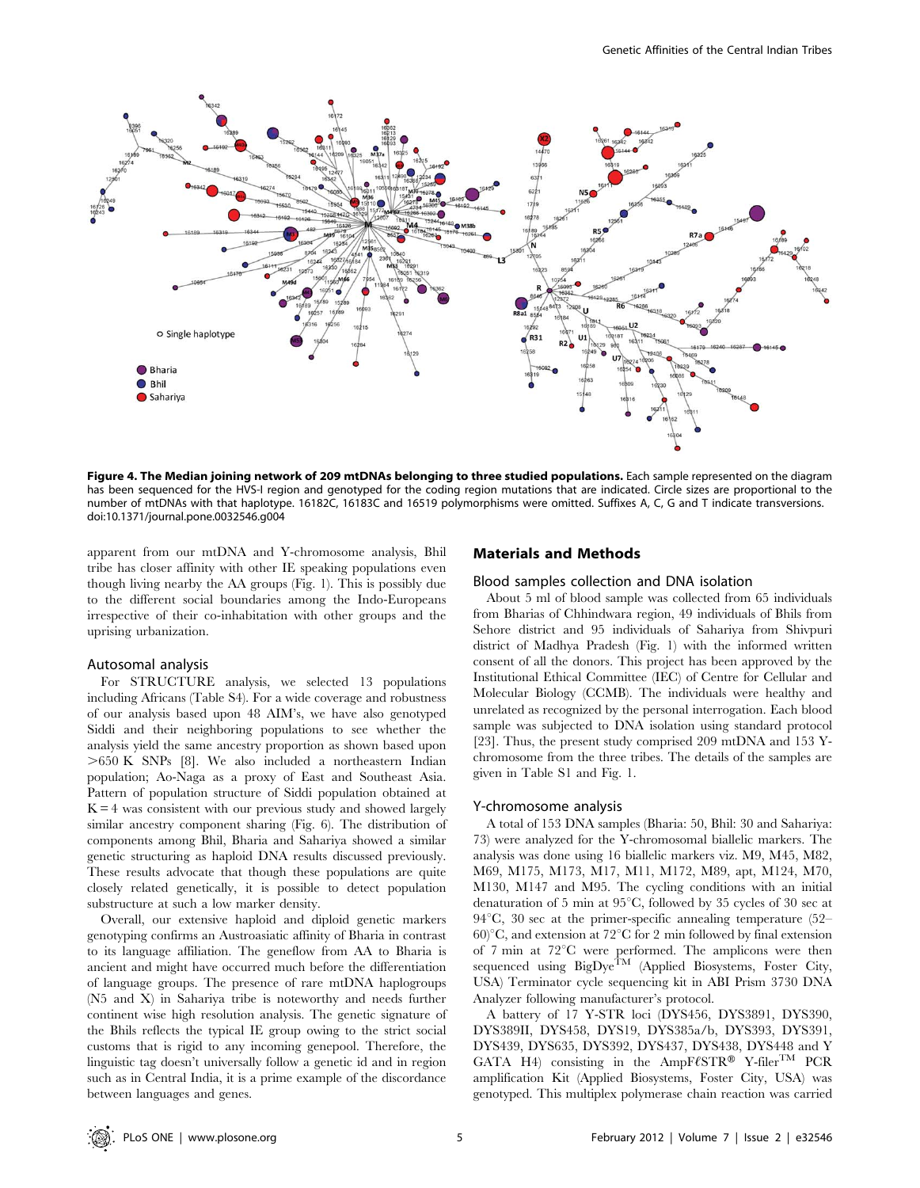**Figure 4. The Median joining network of 209 mtDNAs belonging to three studied populations.** Each sample represented on the diagram has been sequenced for the HVS-I region and genotyped for the coding region mutations that are indicated. Circle sizes are proportional to the number of mtDNAs with that haplotype. 16182C, 16183C and 16519 polymorphisms were omitted. Suffixes A, C, G and T indicate transversions. doi:10.1371/journal.pone.0032546.g004

apparent from our mtDNA and Y-chromosome analysis, Bhil tribe has closer affinity with other IE speaking populations even though living nearby the AA groups (Fig. 1). This is possibly due to the different social boundaries among the Indo-Europeans irrespective of their co-inhabitation with other groups and the uprising urbanization.

### Autosomal analysis

For STRUCTURE analysis, we selected 13 populations including Africans (Table S4). For a wide coverage and robustness of our analysis based upon 48 AIM's, we have also genotyped Siddi and their neighboring populations to see whether the analysis yield the same ancestry proportion as shown based upon >650 K SNPs [8]. We also included a northeastern Indian population; Ao-Naga as a proxy of East and Southeast Asia. Pattern of population structure of Siddi population obtained at K = 4 was consistent with our previous study and showed largely similar ancestry component sharing (Fig. 6). The distribution of components among Bhil, Bharia and Sahariya showed a similar genetic structuring as haploid DNA results discussed previously. These results advocate that though these populations are quite closely related genetically, it is possible to detect population substructure at such a low marker density.

Overall, our extensive haploid and diploid genetic markers genotyping confirms an Austroasiatic affinity of Bharia in contrast to its language affiliation. The geneflow from AA to Bharia is ancient and might have occurred much before the differentiation of language groups. The presence of rare mtDNA haplogroups (N5 and X) in Sahariya tribe is noteworthy and needs further continent wise high resolution analysis. The genetic signature of the Bhils reflects the typical IE group owing to the strict social customs that is rigid to any incoming genepool. Therefore, the linguistic tag doesn't universally follow a genetic id and in region such as in Central India, it is a prime example of the discordance between languages and genes.

## Materials and Methods

### Blood samples collection and DNA isolation

About 5 ml of blood sample was collected from 65 individuals from Bharias of Chhindwara region, 49 individuals of Bhils from Sehore district and 95 individuals of Sahariya from Shivpuri district of Madhya Pradesh (Fig. 1) with the informed written consent of all the donors. This project has been approved by the Institutional Ethical Committee (IEC) of Centre for Cellular and Molecular Biology (CCMB). The individuals were healthy and unrelated as recognized by the personal interrogation. Each blood sample was subjected to DNA isolation using standard protocol [23]. Thus, the present study comprised 209 mtDNA and 153 Y-chromosome from the three tribes. The details of the samples are given in Table S1 and Fig. 1.

### Y-chromosome analysis

A total of 153 DNA samples (Bharia: 50, Bhil: 30 and Sahariya: 73) were analyzed for the Y-chromosomal biallelic markers. The analysis was done using 16 biallelic markers viz. M9, M45, M82, M69, M175, M173, M17, M11, M172, M89, apt, M124, M70, M130, M147 and M95. The cycling conditions with an initial denaturation of 5 min at 95°C, followed by 35 cycles of 30 sec at 94°C, 30 sec at the primer-specific annealing temperature (52–60)°C, and extension at 72°C for 2 min followed by final extension of 7 min at 72°C were performed. The amplicons were then sequenced using BigDye™ (Applied Biosystems, Foster City, USA) Terminator cycle sequencing kit in ABI Prism 3730 DNA Analyzer following manufacturer's protocol.

A battery of 17 Y-STR loci (DYS456, DYS3891, DYS390, DYS389II, DYS458, DYS19, DYS385a/b, DYS393, DYS391, DYS439, DYS635, DYS392, DYS437, DYS438, DYS448 and Y GATA H4) consisting in the AmpFℓSTR® Y-filer™ PCR amplification Kit (Applied Biosystems, Foster City, USA) was genotyped. This multiplex polymerase chain reaction was carried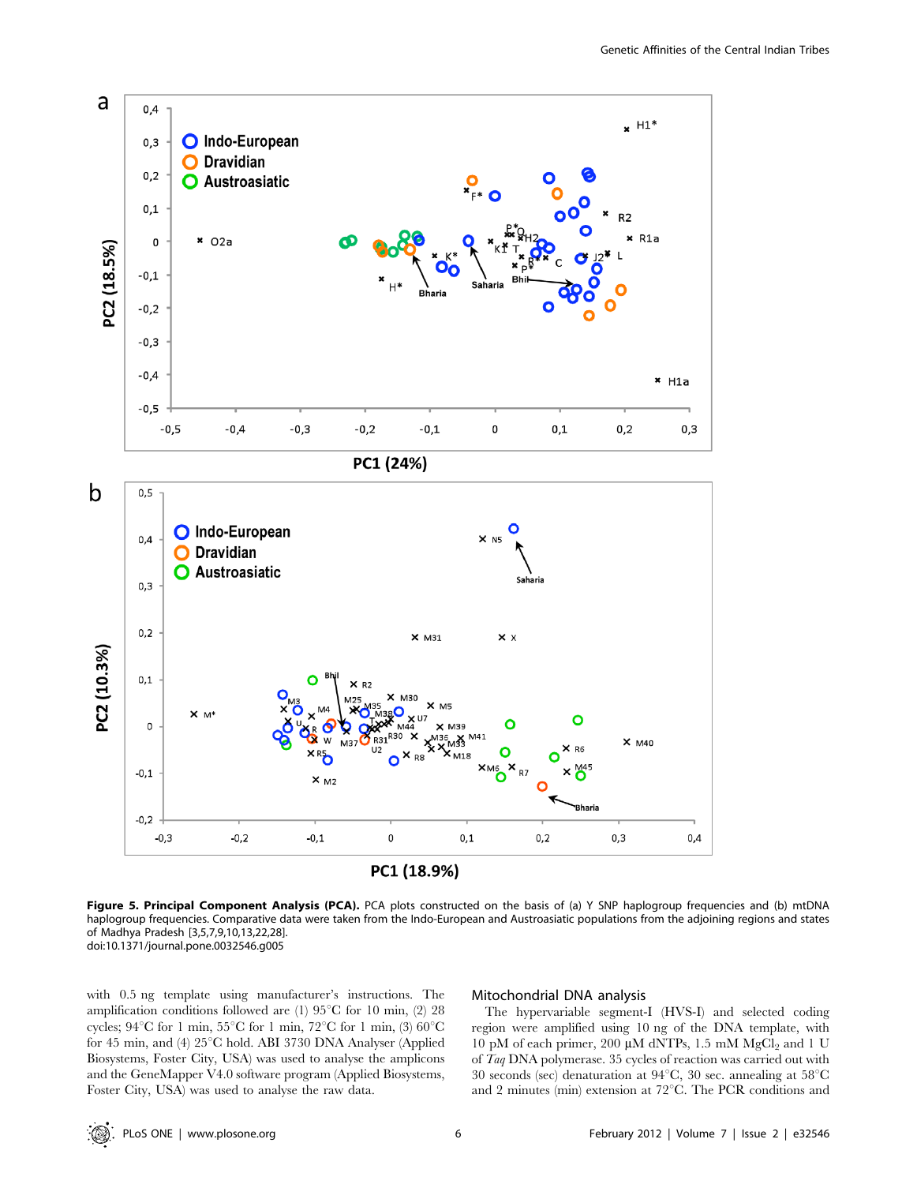**Figure 5. Principal Component Analysis (PCA).** PCA plots constructed on the basis of (a) Y SNP haplogroup frequencies and (b) mtDNA haplogroup frequencies. Comparative data were taken from the Indo-European and Austroasiatic populations from the adjoining regions and states of Madhya Pradesh [3,5,7,9,10,13,22,28].
doi:10.1371/journal.pone.0032546.g005

with 0.5 ng template using manufacturer's instructions. The amplification conditions followed are (1) 95°C for 10 min, (2) 28 cycles; 94°C for 1 min, 55°C for 1 min, 72°C for 1 min, (3) 60°C for 45 min, and (4) 25°C hold. ABI 3730 DNA Analyser (Applied Biosystems, Foster City, USA) was used to analyse the amplicons and the GeneMapper V4.0 software program (Applied Biosystems, Foster City, USA) was used to analyse the raw data.

## Mitochondrial DNA analysis

The hypervariable segment-I (HVS-I) and selected coding region were amplified using 10 ng of the DNA template, with 10 pM of each primer, 200 µM dNTPs, 1.5 mM $MgCl_2$ and 1 U of *Taq* DNA polymerase. 35 cycles of reaction was carried out with 30 seconds (sec) denaturation at 94°C, 30 sec. annealing at 58°C and 2 minutes (min) extension at 72°C. The PCR conditions and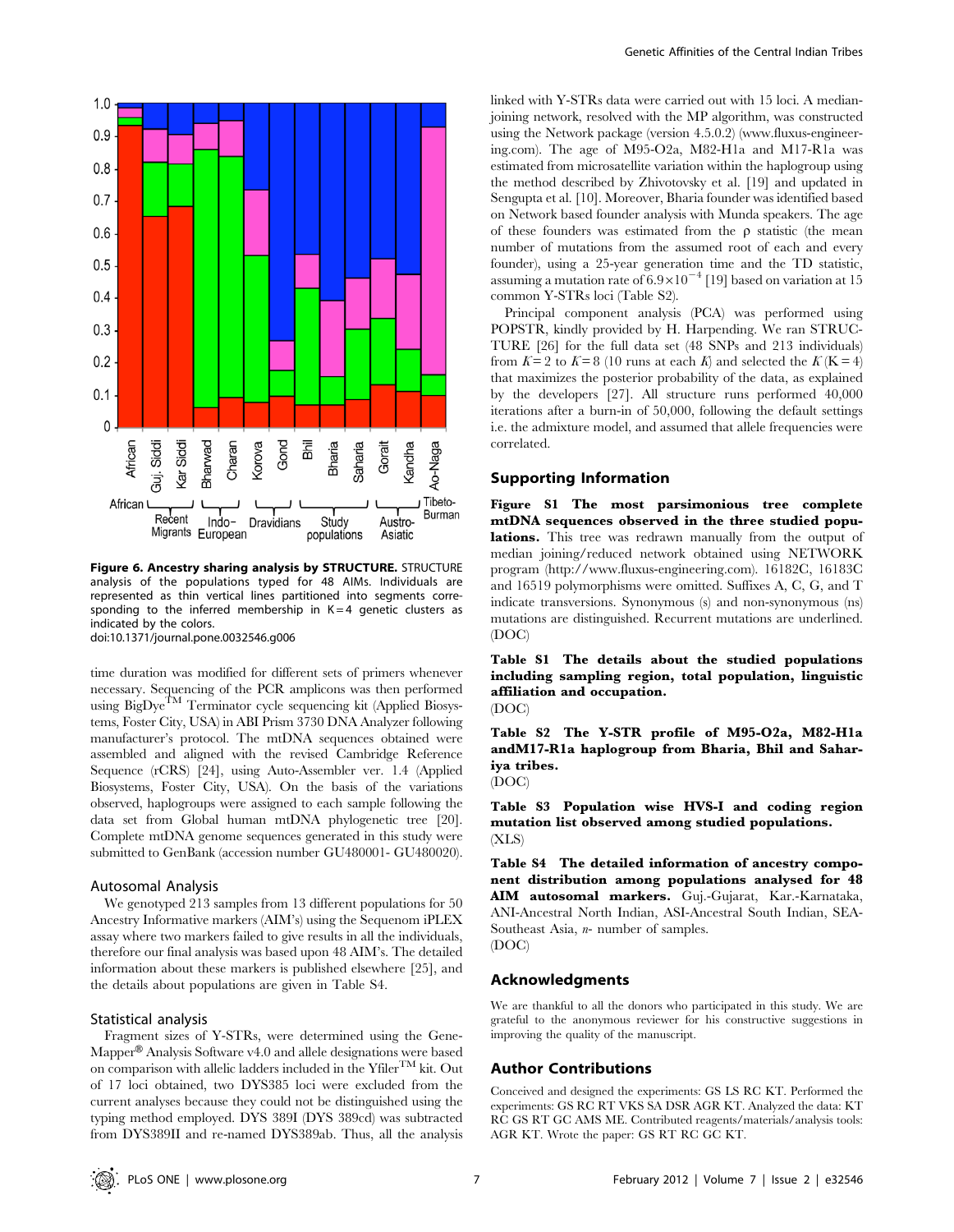Figure 6. Ancestry sharing analysis by STRUCTURE. STRUCTURE analysis of the populations typed for 48 AIMs. Individuals are represented as thin vertical lines partitioned into segments corresponding to the inferred membership in K = 4 genetic clusters as indicated by the colors.
doi:10.1371/journal.pone.0032546.g006

time duration was modified for different sets of primers whenever necessary. Sequencing of the PCR amplicons was then performed using BigDye$^{TM}$ Terminator cycle sequencing kit (Applied Biosystems, Foster City, USA) in ABI Prism 3730 DNA Analyzer following manufacturer's protocol. The mtDNA sequences obtained were assembled and aligned with the revised Cambridge Reference Sequence (rCRS) [24], using Auto-Assembler ver. 1.4 (Applied Biosystems, Foster City, USA). On the basis of the variations observed, haplogroups were assigned to each sample following the data set from Global human mtDNA phylogenetic tree [20]. Complete mtDNA genome sequences generated in this study were submitted to GenBank (accession number GU480001- GU480020).

### Autosomal Analysis

We genotyped 213 samples from 13 different populations for 50 Ancestry Informative markers (AIM's) using the Sequenom iPLEX assay where two markers failed to give results in all the individuals, therefore our final analysis was based upon 48 AIM's. The detailed information about these markers is published elsewhere [25], and the details about populations are given in Table S4.

### Statistical analysis

Fragment sizes of Y-STRs, were determined using the GeneMapper® Analysis Software v4.0 and allele designations were based on comparison with allelic ladders included in the Yfiler$^{TM}$ kit. Out of 17 loci obtained, two DYS385 loci were excluded from the current analyses because they could not be distinguished using the typing method employed. DYS 389I (DYS 389cd) was subtracted from DYS389II and re-named DYS389ab. Thus, all the analysis linked with Y-STRs data were carried out with 15 loci. A median-joining network, resolved with the MP algorithm, was constructed using the Network package (version 4.5.0.2) (www.fluxus-engineering.com). The age of M95-O2a, M82-H1a and M17-R1a was estimated from microsatellite variation within the haplogroup using the method described by Zhivotovsky et al. [19] and updated in Sengupta et al. [10]. Moreover, Bharia founder was identified based on Network based founder analysis with Munda speakers. The age of these founders was estimated from the ρ statistic (the mean number of mutations from the assumed root of each and every founder), using a 25-year generation time and the TD statistic, assuming a mutation rate of $6.9\times10^{-4}$ [19] based on variation at 15 common Y-STRs loci (Table S2).

Principal component analysis (PCA) was performed using POPSTR, kindly provided by H. Harpending. We ran STRUCTURE [26] for the full data set (48 SNPs and 213 individuals) from $K = 2$ to $K = 8$ (10 runs at each $K$) and selected the $K$ (K = 4) that maximizes the posterior probability of the data, as explained by the developers [27]. All structure runs performed 40,000 iterations after a burn-in of 50,000, following the default settings i.e. the admixture model, and assumed that allele frequencies were correlated.

## Supporting Information

**Figure S1 The most parsimonious tree complete mtDNA sequences observed in the three studied populations.** This tree was redrawn manually from the output of median joining/reduced network obtained using NETWORK program (http://www.fluxus-engineering.com). 16182C, 16183C and 16519 polymorphisms were omitted. Suffixes A, C, G, and T indicate transversions. Synonymous (s) and non-synonymous (ns) mutations are distinguished. Recurrent mutations are underlined.
(DOC)

**Table S1 The details about the studied populations including sampling region, total population, linguistic affiliation and occupation.**
(DOC)

**Table S2 The Y-STR profile of M95-O2a, M82-H1a andM17-R1a haplogroup from Bharia, Bhil and Sahariya tribes.**
(DOC)

**Table S3 Population wise HVS-I and coding region mutation list observed among studied populations.**
(XLS)

**Table S4 The detailed information of ancestry component distribution among populations analysed for 48 AIM autosomal markers.** Guj.-Gujarat, Kar.-Karnataka, ANI-Ancestral North Indian, ASI-Ancestral South Indian, SEA-Southeast Asia, *n*- number of samples.
(DOC)

## Acknowledgments

We are thankful to all the donors who participated in this study. We are grateful to the anonymous reviewer for his constructive suggestions in improving the quality of the manuscript.

## Author Contributions

Conceived and designed the experiments: GS LS RC KT. Performed the experiments: GS RC RT VKS SA DSR AGR KT. Analyzed the data: KT RC GS RT GC AMS ME. Contributed reagents/materials/analysis tools: AGR KT. Wrote the paper: GS RT RC GC KT.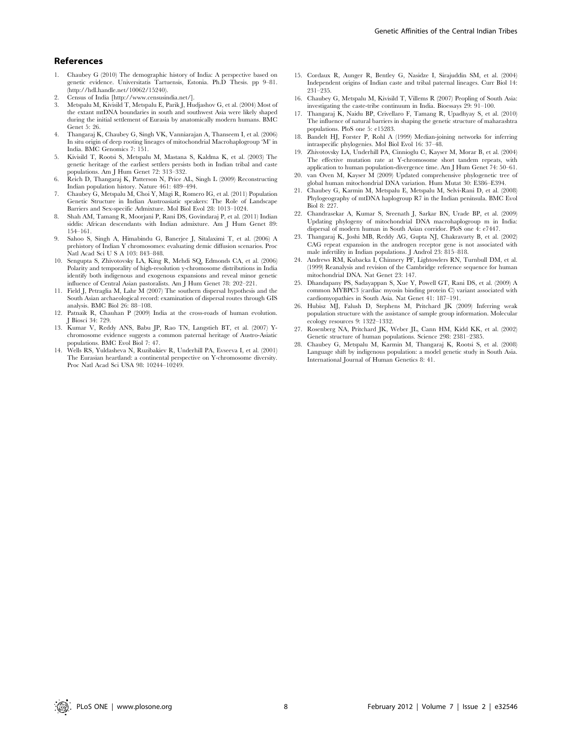## References

1. Chaubey G (2010) The demographic history of India: A perspective based on genetic evidence. Universitatis Tartuensis, Estonia. Ph.D Thesis. pp 9–81. (http://hdl.handle.net/10062/15240).
2. Census of India [http://www.censusindia.net/].
3. Metspalu M, Kivisild T, Metspalu E, Parik J, Hudjashov G, et al. (2004) Most of the extant mtDNA boundaries in south and southwest Asia were likely shaped during the initial settlement of Eurasia by anatomically modern humans. BMC Genet 5: 26.
4. Thangaraj K, Chaubey G, Singh VK, Vanniarajan A, Thanseem I, et al. (2006) In situ origin of deep rooting lineages of mitochondrial Macrohaplogroup 'M' in India. BMC Genomics 7: 151.
5. Kivisild T, Rootsi S, Metspalu M, Mastana S, Kaldma K, et al. (2003) The genetic heritage of the earliest settlers persists both in Indian tribal and caste populations. Am J Hum Genet 72: 313–332.
6. Reich D, Thangaraj K, Patterson N, Price AL, Singh L (2009) Reconstructing Indian population history. Nature 461: 489–494.
7. Chaubey G, Metspalu M, Choi Y, Mägi R, Romero IG, et al. (2011) Population Genetic Structure in Indian Austroasiatic speakers: The Role of Landscape Barriers and Sex-specific Admixture. Mol Biol Evol 28: 1013–1024.
8. Shah AM, Tamang R, Moorjani P, Rani DS, Govindaraj P, et al. (2011) Indian siddis: African descendants with Indian admixture. Am J Hum Genet 89: 154–161.
9. Sahoo S, Singh A, Himabindu G, Banerjee J, Sitalaximi T, et al. (2006) A prehistory of Indian Y chromosomes: evaluating demic diffusion scenarios. Proc Natl Acad Sci U S A 103: 843–848.
10. Sengupta S, Zhivotovsky LA, King R, Mehdi SQ, Edmonds CA, et al. (2006) Polarity and temporality of high-resolution y-chromosome distributions in India identify both indigenous and exogenous expansions and reveal minor genetic influence of Central Asian pastoralists. Am J Hum Genet 78: 202–221.
11. Field J, Petraglia M, Lahr M (2007) The southern dispersal hypothesis and the South Asian archaeological record: examination of dispersal routes through GIS analysis. BMC Biol 26: 88–108.
12. Patnaik R, Chauhan P (2009) India at the cross-roads of human evolution. J Biosci 34: 729.
13. Kumar V, Reddy ANS, Babu JP, Rao TN, Langstieh BT, et al. (2007) Y-chromosome evidence suggests a common paternal heritage of Austro-Asiatic populations. BMC Evol Biol 7: 47.
14. Wells RS, Yuldasheva N, Ruzibakiev R, Underhill PA, Evseeva I, et al. (2001) The Eurasian heartland: a continental perspective on Y-chromosome diversity. Proc Natl Acad Sci USA 98: 10244–10249.
15. Cordaux R, Aunger R, Bentley G, Nasidze I, Sirajuddin SM, et al. (2004) Independent origins of Indian caste and tribal paternal lineages. Curr Biol 14: 231–235.
16. Chaubey G, Metspalu M, Kivisild T, Villems R (2007) Peopling of South Asia: investigating the caste-tribe continuum in India. Bioessays 29: 91–100.
17. Thangaraj K, Naidu BP, Crivellaro F, Tamang R, Upadhyay S, et al. (2010) The influence of natural barriers in shaping the genetic structure of maharashtra populations. PloS one 5: e15283.
18. Bandelt HJ, Forster P, Rohl A (1999) Median-joining networks for inferring intraspecific phylogenies. Mol Biol Evol 16: 37–48.
19. Zhivotovsky LA, Underhill PA, Cinnioglu C, Kayser M, Morar B, et al. (2004) The effective mutation rate at Y-chromosome short tandem repeats, with application to human population-divergence time. Am J Hum Genet 74: 50–61.
20. van Oven M, Kayser M (2009) Updated comprehensive phylogenetic tree of global human mitochondrial DNA variation. Hum Mutat 30: E386–E394.
21. Chaubey G, Karmin M, Metspalu E, Metspalu M, Selvi-Rani D, et al. (2008) Phylogeography of mtDNA haplogroup R7 in the Indian peninsula. BMC Evol Biol 8: 227.
22. Chandrasekar A, Kumar S, Sreenath J, Sarkar BN, Urade BP, et al. (2009) Updating phylogeny of mitochondrial DNA macrohaplogroup m in India: dispersal of modern human in South Asian corridor. PloS one 4: e7447.
23. Thangaraj K, Joshi MB, Reddy AG, Gupta NJ, Chakravarty B, et al. (2002) CAG repeat expansion in the androgen receptor gene is not associated with male infertility in Indian populations. J Androl 23: 815–818.
24. Andrews RM, Kubacka I, Chinnery PF, Lightowlers RN, Turnbull DM, et al. (1999) Reanalysis and revision of the Cambridge reference sequence for human mitochondrial DNA. Nat Genet 23: 147.
25. Dhandapany PS, Sadayappan S, Xue Y, Powell GT, Rani DS, et al. (2009) A common MYBPC3 (cardiac myosin binding protein C) variant associated with cardiomyopathies in South Asia. Nat Genet 41: 187–191.
26. Hubisz MJ, Falush D, Stephens M, Pritchard JK (2009) Inferring weak population structure with the assistance of sample group information. Molecular ecology resources 9: 1322–1332.
27. Rosenberg NA, Pritchard JK, Weber JL, Cann HM, Kidd KK, et al. (2002) Genetic structure of human populations. Science 298: 2381–2385.
28. Chaubey G, Metspalu M, Karmin M, Thangaraj K, Rootsi S, et al. (2008) Language shift by indigenous population: a model genetic study in South Asia. International Journal of Human Genetics 8: 41.